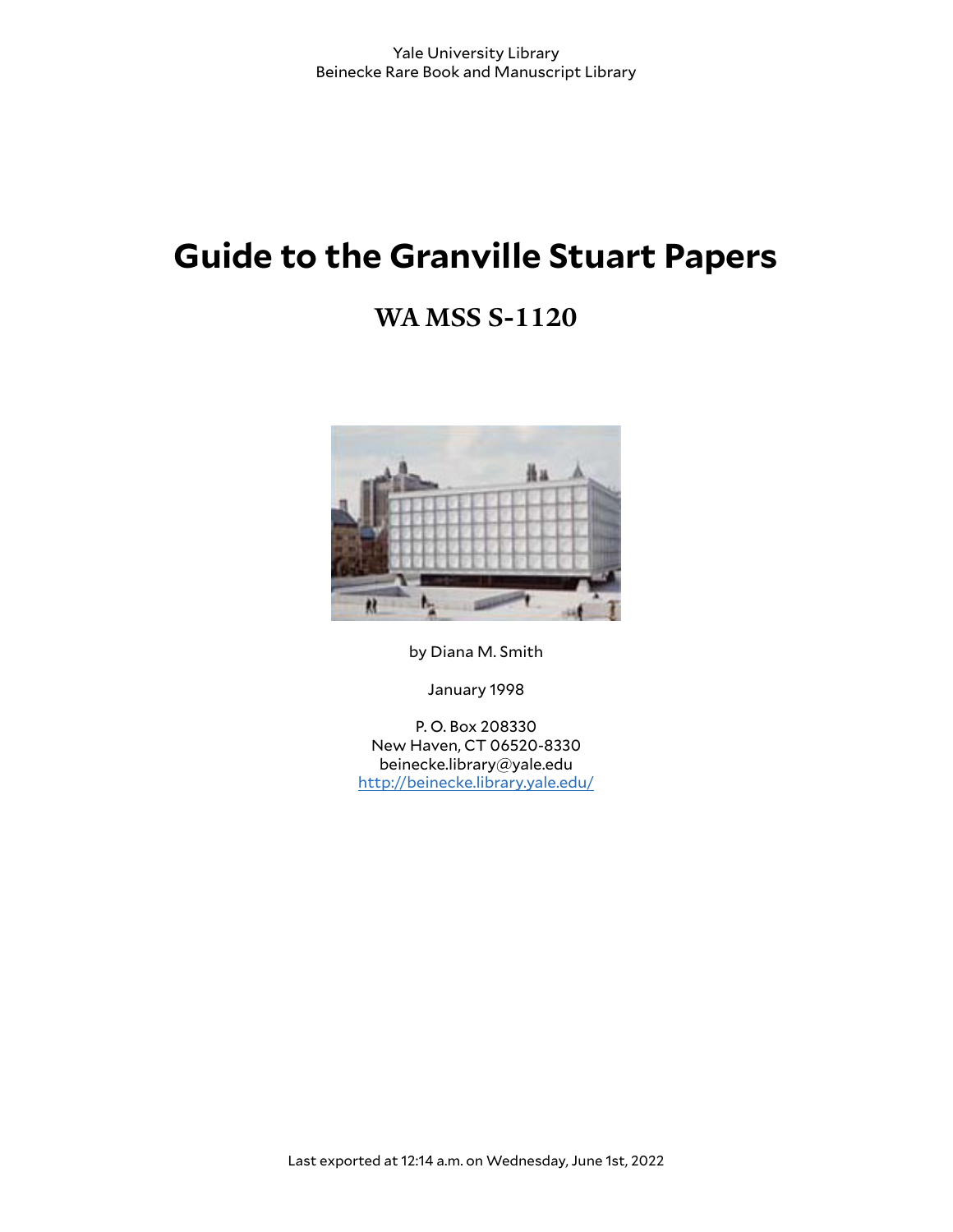Yale University Library
Beinecke Rare Book and Manuscript Library

# Guide to the Granville Stuart Papers

## WA MSS S-1120

by Diana M. Smith

January 1998

P. O. Box 208330
New Haven, CT 06520-8330
beinecke.library@yale.edu
http://beinecke.library.yale.edu/

Last exported at 12:14 a.m. on Wednesday, June 1st, 2022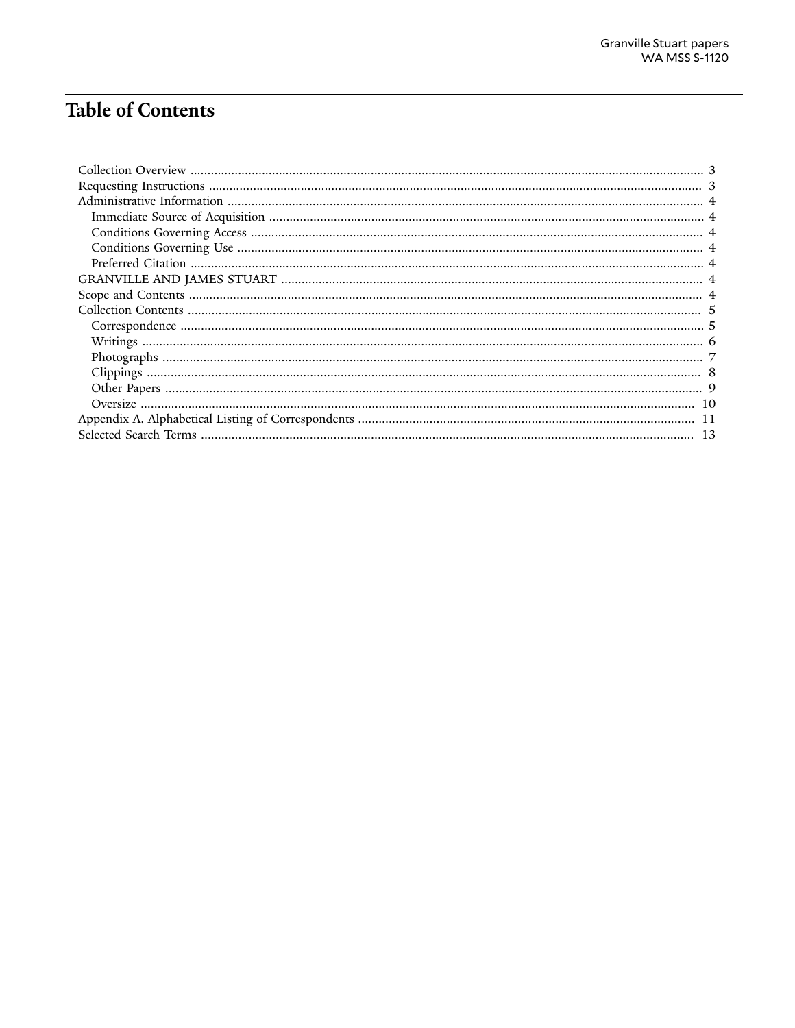# Table of Contents

- Collection Overview ..... 3
- Requesting Instructions ..... 3
- Administrative Information ..... 4
  - Immediate Source of Acquisition ..... 4
  - Conditions Governing Access ..... 4
  - Conditions Governing Use ..... 4
  - Preferred Citation ..... 4
- GRANVILLE AND JAMES STUART ..... 4
- Scope and Contents ..... 4
- Collection Contents ..... 5
  - Correspondence ..... 5
  - Writings ..... 6
  - Photographs ..... 7
  - Clippings ..... 8
  - Other Papers ..... 9
  - Oversize ..... 10
- Appendix A. Alphabetical Listing of Correspondents ..... 11
- Selected Search Terms ..... 13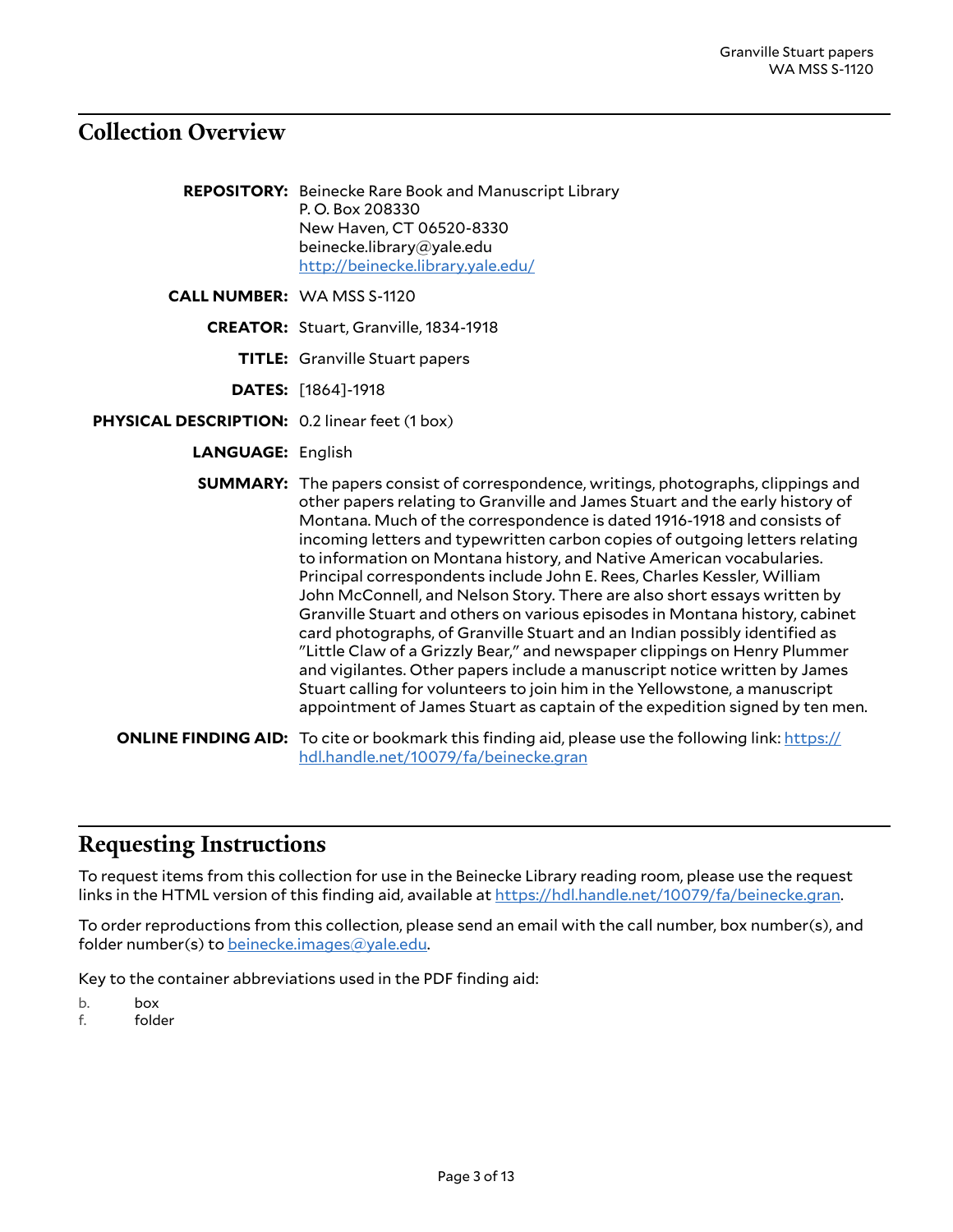## Collection Overview

**REPOSITORY:** Beinecke Rare Book and Manuscript Library
P. O. Box 208330
New Haven, CT 06520-8330
beinecke.library@yale.edu
http://beinecke.library.yale.edu/

**CALL NUMBER:** WA MSS S-1120

**CREATOR:** Stuart, Granville, 1834-1918

**TITLE:** Granville Stuart papers

**DATES:** [1864]-1918

**PHYSICAL DESCRIPTION:** 0.2 linear feet (1 box)

**LANGUAGE:** English

**SUMMARY:** The papers consist of correspondence, writings, photographs, clippings and other papers relating to Granville and James Stuart and the early history of Montana. Much of the correspondence is dated 1916-1918 and consists of incoming letters and typewritten carbon copies of outgoing letters relating to information on Montana history, and Native American vocabularies. Principal correspondents include John E. Rees, Charles Kessler, William John McConnell, and Nelson Story. There are also short essays written by Granville Stuart and others on various episodes in Montana history, cabinet card photographs, of Granville Stuart and an Indian possibly identified as "Little Claw of a Grizzly Bear," and newspaper clippings on Henry Plummer and vigilantes. Other papers include a manuscript notice written by James Stuart calling for volunteers to join him in the Yellowstone, a manuscript appointment of James Stuart as captain of the expedition signed by ten men.

**ONLINE FINDING AID:** To cite or bookmark this finding aid, please use the following link: https://hdl.handle.net/10079/fa/beinecke.gran

## Requesting Instructions

To request items from this collection for use in the Beinecke Library reading room, please use the request links in the HTML version of this finding aid, available at https://hdl.handle.net/10079/fa/beinecke.gran.

To order reproductions from this collection, please send an email with the call number, box number(s), and folder number(s) to beinecke.images@yale.edu.

Key to the container abbreviations used in the PDF finding aid:

b. box
f. folder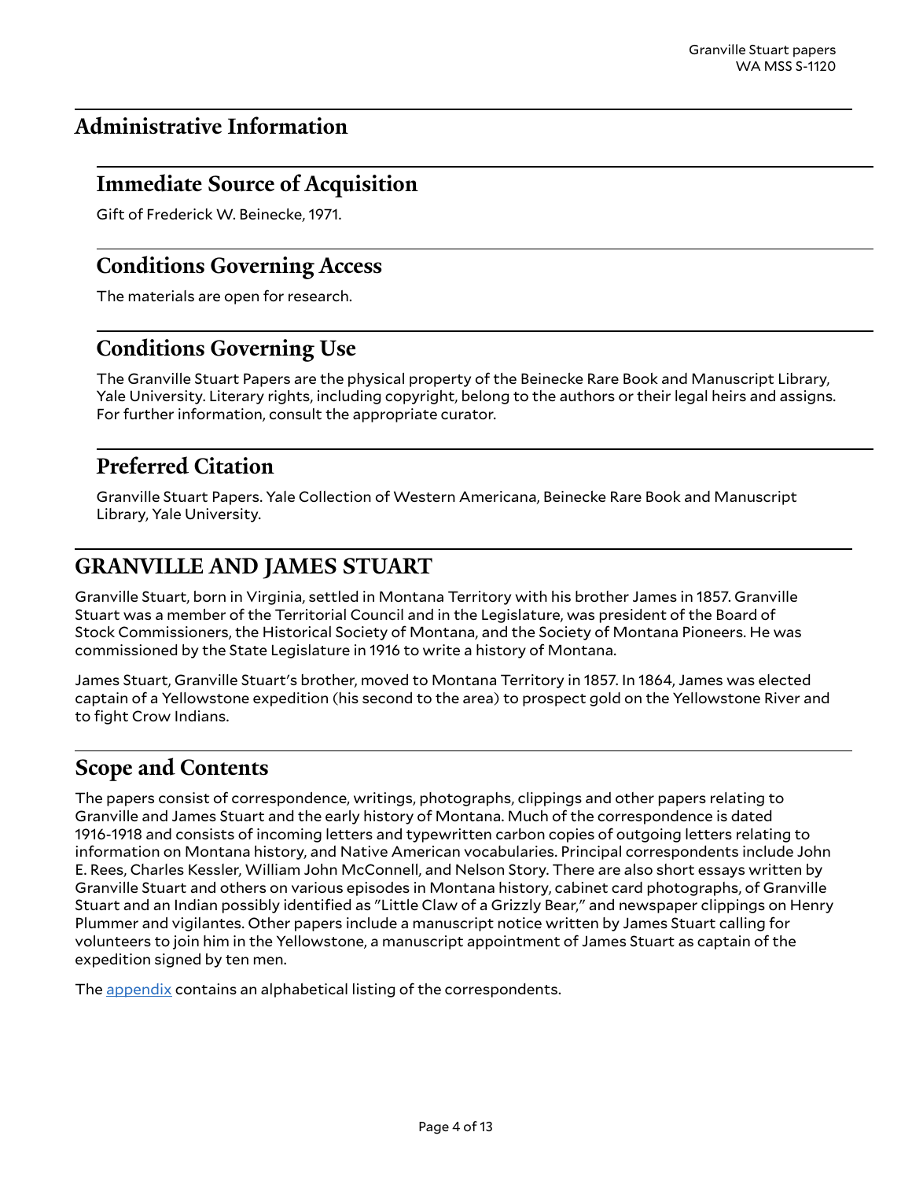## Administrative Information

### Immediate Source of Acquisition

Gift of Frederick W. Beinecke, 1971.

### Conditions Governing Access

The materials are open for research.

### Conditions Governing Use

The Granville Stuart Papers are the physical property of the Beinecke Rare Book and Manuscript Library, Yale University. Literary rights, including copyright, belong to the authors or their legal heirs and assigns. For further information, consult the appropriate curator.

### Preferred Citation

Granville Stuart Papers. Yale Collection of Western Americana, Beinecke Rare Book and Manuscript Library, Yale University.

## GRANVILLE AND JAMES STUART

Granville Stuart, born in Virginia, settled in Montana Territory with his brother James in 1857. Granville Stuart was a member of the Territorial Council and in the Legislature, was president of the Board of Stock Commissioners, the Historical Society of Montana, and the Society of Montana Pioneers. He was commissioned by the State Legislature in 1916 to write a history of Montana.

James Stuart, Granville Stuart's brother, moved to Montana Territory in 1857. In 1864, James was elected captain of a Yellowstone expedition (his second to the area) to prospect gold on the Yellowstone River and to fight Crow Indians.

## Scope and Contents

The papers consist of correspondence, writings, photographs, clippings and other papers relating to Granville and James Stuart and the early history of Montana. Much of the correspondence is dated 1916-1918 and consists of incoming letters and typewritten carbon copies of outgoing letters relating to information on Montana history, and Native American vocabularies. Principal correspondents include John E. Rees, Charles Kessler, William John McConnell, and Nelson Story. There are also short essays written by Granville Stuart and others on various episodes in Montana history, cabinet card photographs, of Granville Stuart and an Indian possibly identified as "Little Claw of a Grizzly Bear," and newspaper clippings on Henry Plummer and vigilantes. Other papers include a manuscript notice written by James Stuart calling for volunteers to join him in the Yellowstone, a manuscript appointment of James Stuart as captain of the expedition signed by ten men.

The appendix contains an alphabetical listing of the correspondents.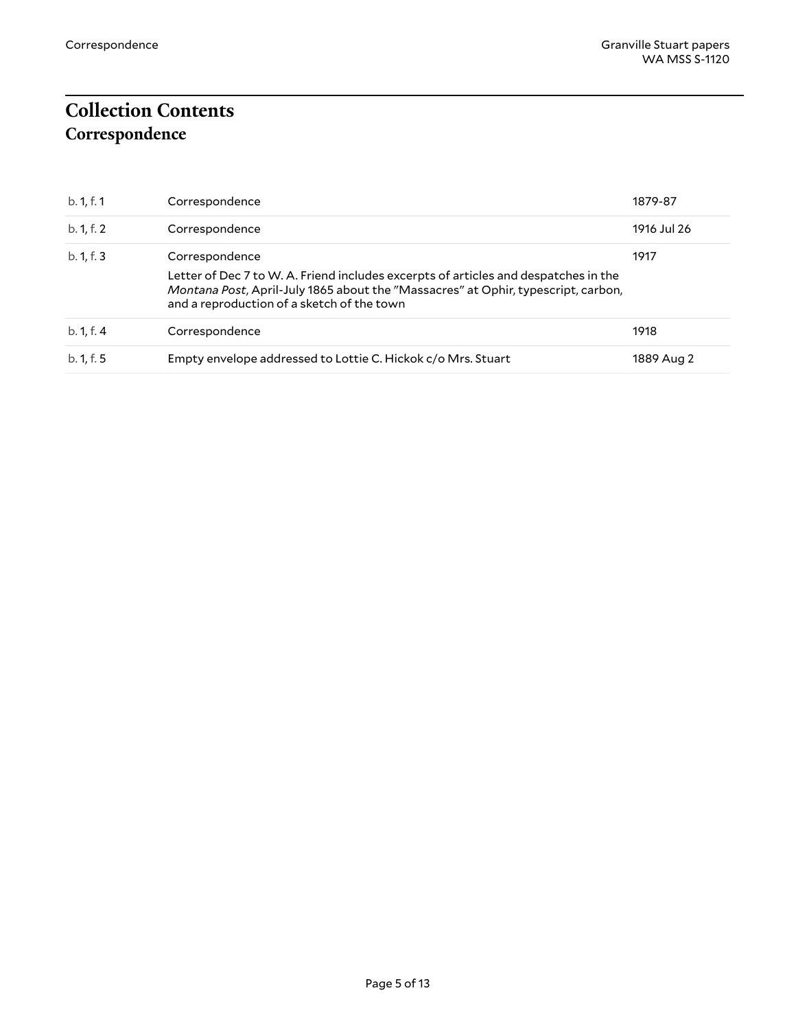# Collection Contents

## Correspondence

| | | |
|---|---|---|
| b. 1, f. 1 | Correspondence | 1879-87 |
| b. 1, f. 2 | Correspondence | 1916 Jul 26 |
| b. 1, f. 3 | Correspondence<br><br>Letter of Dec 7 to W. A. Friend includes excerpts of articles and despatches in the *Montana Post*, April-July 1865 about the "Massacres" at Ophir, typescript, carbon, and a reproduction of a sketch of the town | 1917 |
| b. 1, f. 4 | Correspondence | 1918 |
| b. 1, f. 5 | Empty envelope addressed to Lottie C. Hickok c/o Mrs. Stuart | 1889 Aug 2 |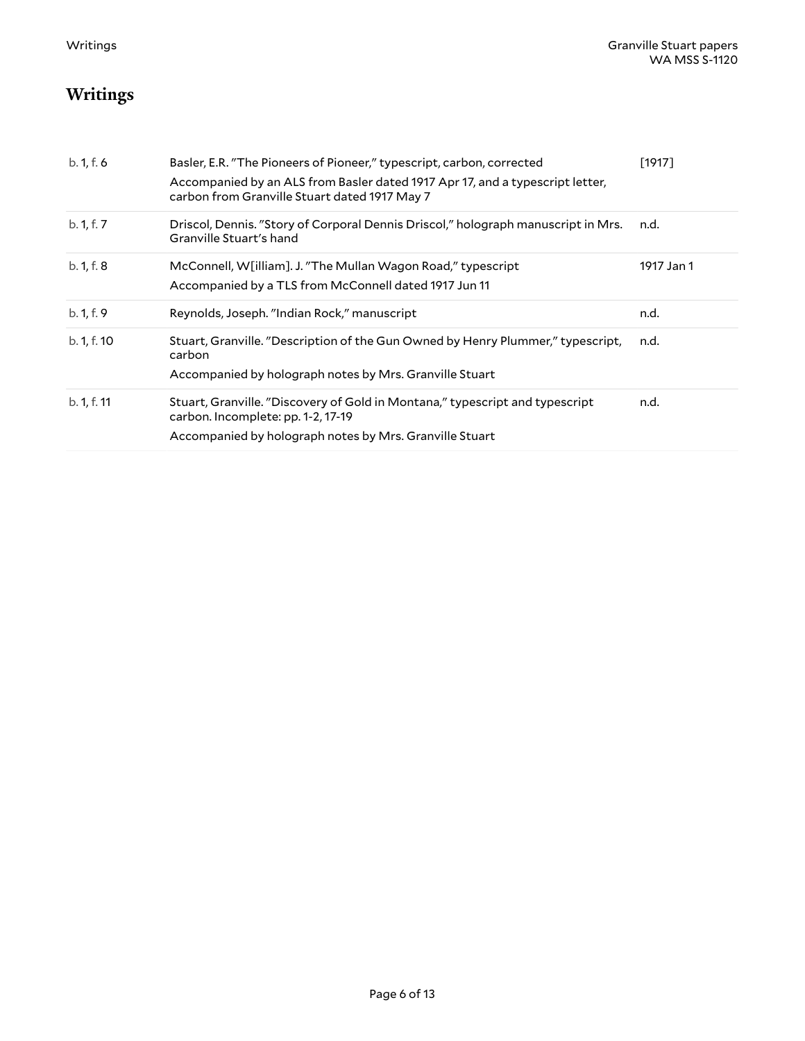# Writings

| | | |
|---|---|---|
| b. 1, f. 6 | Basler, E.R. "The Pioneers of Pioneer," typescript, carbon, corrected<br>Accompanied by an ALS from Basler dated 1917 Apr 17, and a typescript letter, carbon from Granville Stuart dated 1917 May 7 | [1917] |
| b. 1, f. 7 | Driscol, Dennis. "Story of Corporal Dennis Driscol," holograph manuscript in Mrs. Granville Stuart's hand | n.d. |
| b. 1, f. 8 | McConnell, W[illiam]. J. "The Mullan Wagon Road," typescript<br>Accompanied by a TLS from McConnell dated 1917 Jun 11 | 1917 Jan 1 |
| b. 1, f. 9 | Reynolds, Joseph. "Indian Rock," manuscript | n.d. |
| b. 1, f. 10 | Stuart, Granville. "Description of the Gun Owned by Henry Plummer," typescript, carbon<br>Accompanied by holograph notes by Mrs. Granville Stuart | n.d. |
| b. 1, f. 11 | Stuart, Granville. "Discovery of Gold in Montana," typescript and typescript carbon. Incomplete: pp. 1-2, 17-19<br>Accompanied by holograph notes by Mrs. Granville Stuart | n.d. |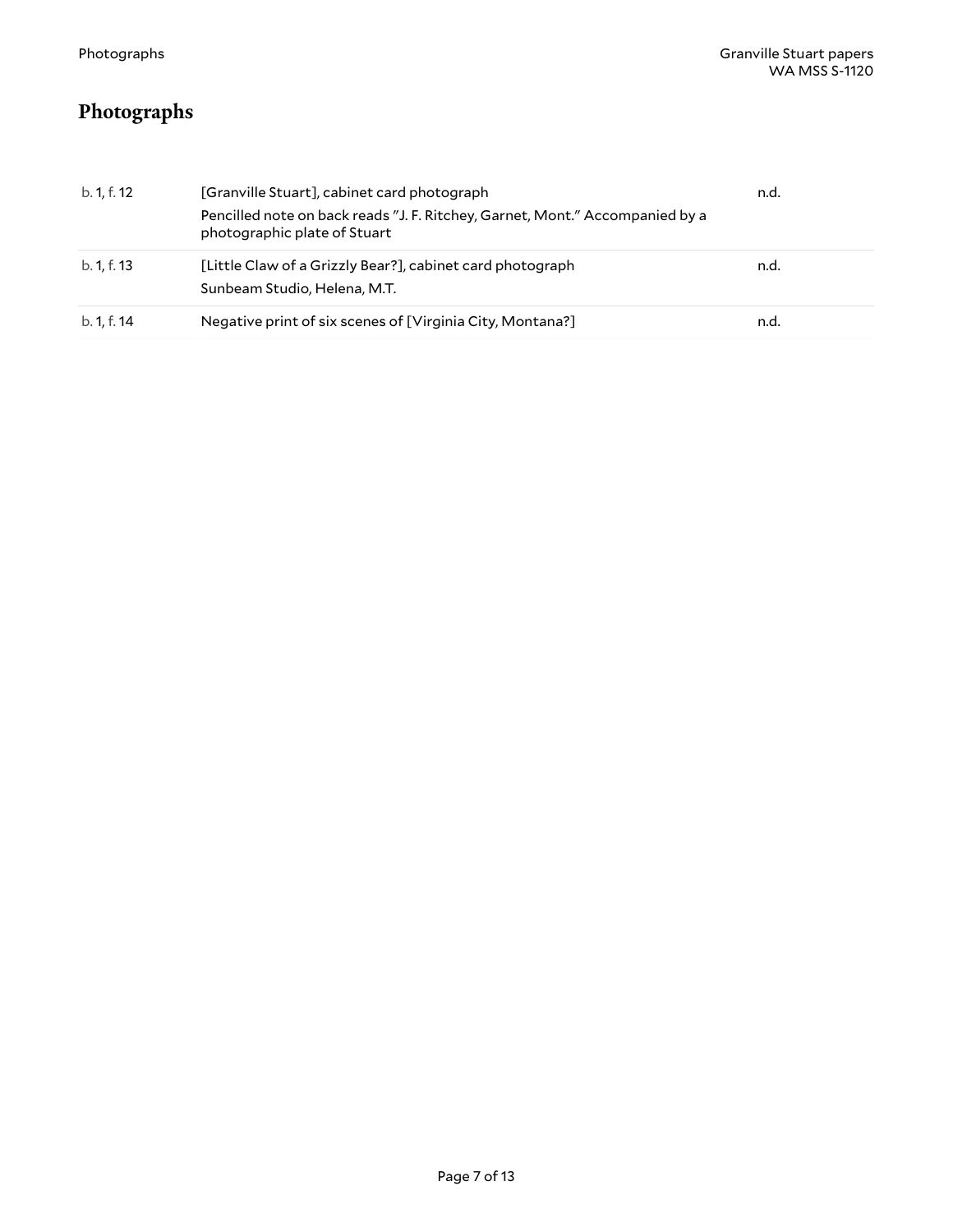## Photographs

| | | |
|---|---|---|
| b. 1, f. 12 | [Granville Stuart], cabinet card photograph<br>Pencilled note on back reads "J. F. Ritchey, Garnet, Mont." Accompanied by a photographic plate of Stuart | n.d. |
| b. 1, f. 13 | [Little Claw of a Grizzly Bear?], cabinet card photograph<br>Sunbeam Studio, Helena, M.T. | n.d. |
| b. 1, f. 14 | Negative print of six scenes of [Virginia City, Montana?] | n.d. |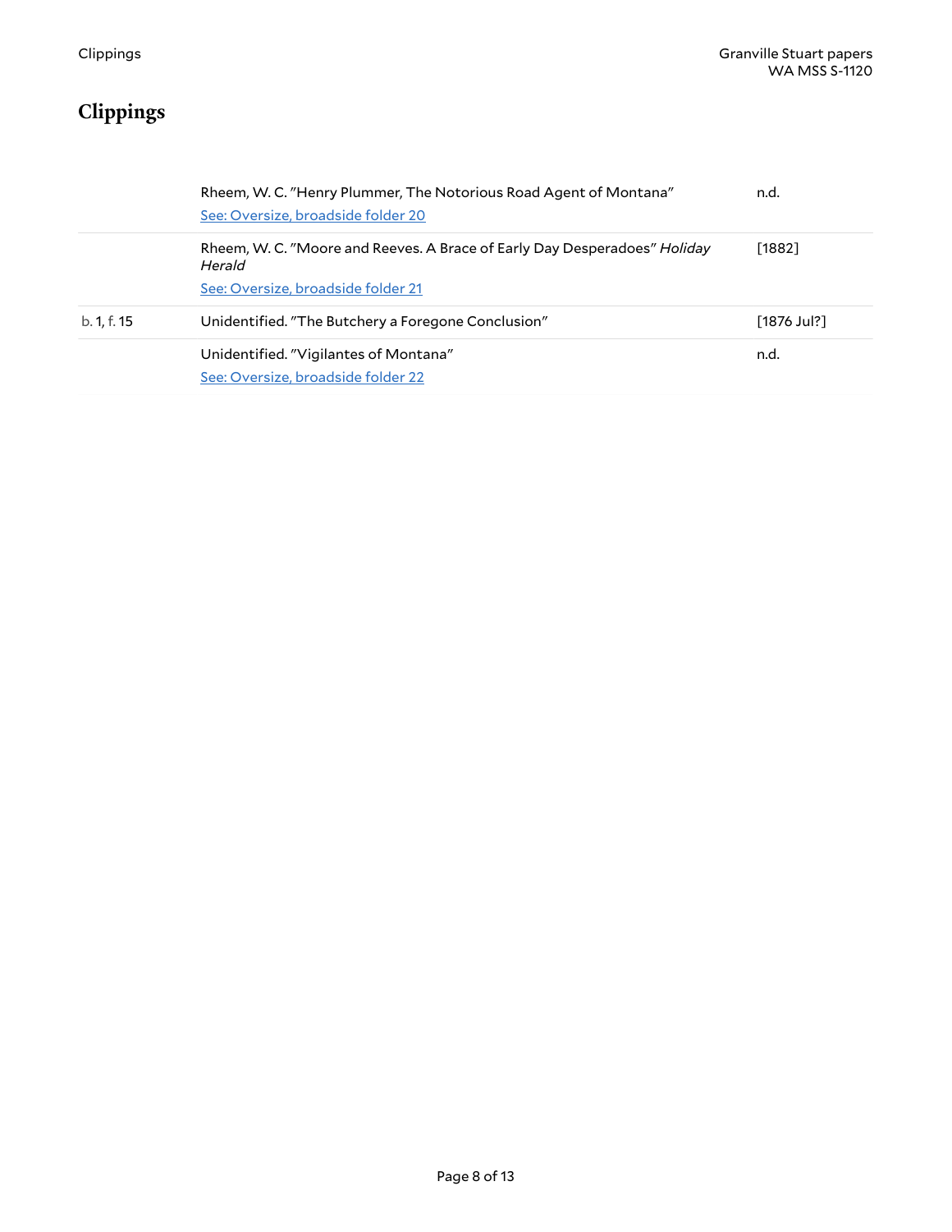# Clippings

| | | |
|---|---|---|
| | Rheem, W. C. "Henry Plummer, The Notorious Road Agent of Montana"<br>See: Oversize, broadside folder 20 | n.d. |
| | Rheem, W. C. "Moore and Reeves. A Brace of Early Day Desperadoes" *Holiday Herald*<br>See: Oversize, broadside folder 21 | [1882] |
| b. 1, f. 15 | Unidentified. "The Butchery a Foregone Conclusion" | [1876 Jul?] |
| | Unidentified. "Vigilantes of Montana"<br>See: Oversize, broadside folder 22 | n.d. |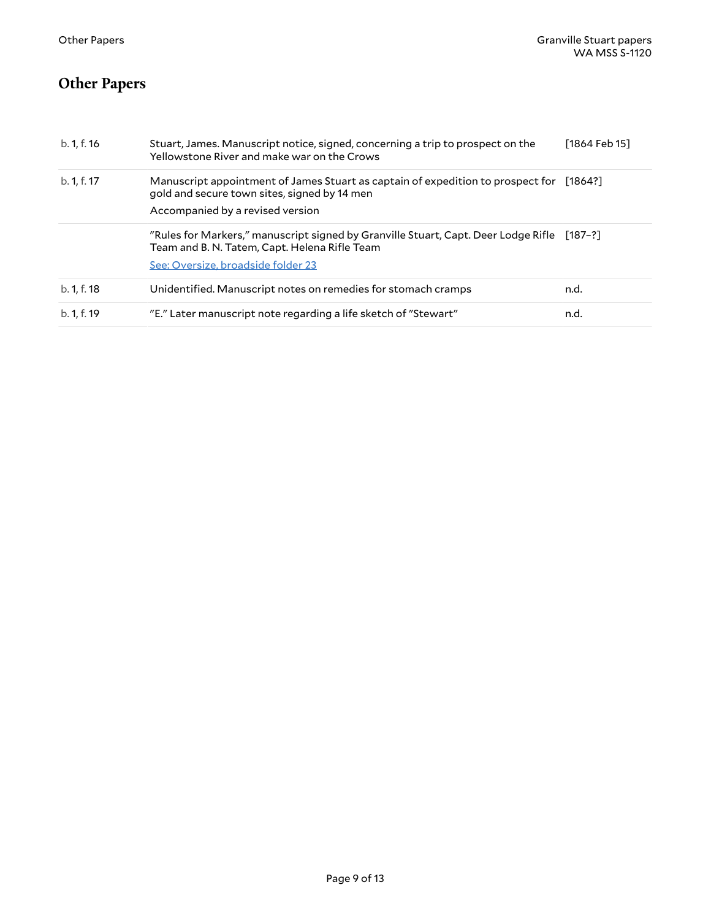## Other Papers

| | | |
|---|---|---|
| b. 1, f. 16 | Stuart, James. Manuscript notice, signed, concerning a trip to prospect on the Yellowstone River and make war on the Crows | [1864 Feb 15] |
| b. 1, f. 17 | Manuscript appointment of James Stuart as captain of expedition to prospect for gold and secure town sites, signed by 14 men<br>Accompanied by a revised version | [1864?] |
| | "Rules for Markers," manuscript signed by Granville Stuart, Capt. Deer Lodge Rifle Team and B. N. Tatem, Capt. Helena Rifle Team<br>See: Oversize, broadside folder 23 | [187–?] |
| b. 1, f. 18 | Unidentified. Manuscript notes on remedies for stomach cramps | n.d. |
| b. 1, f. 19 | "E." Later manuscript note regarding a life sketch of "Stewart" | n.d. |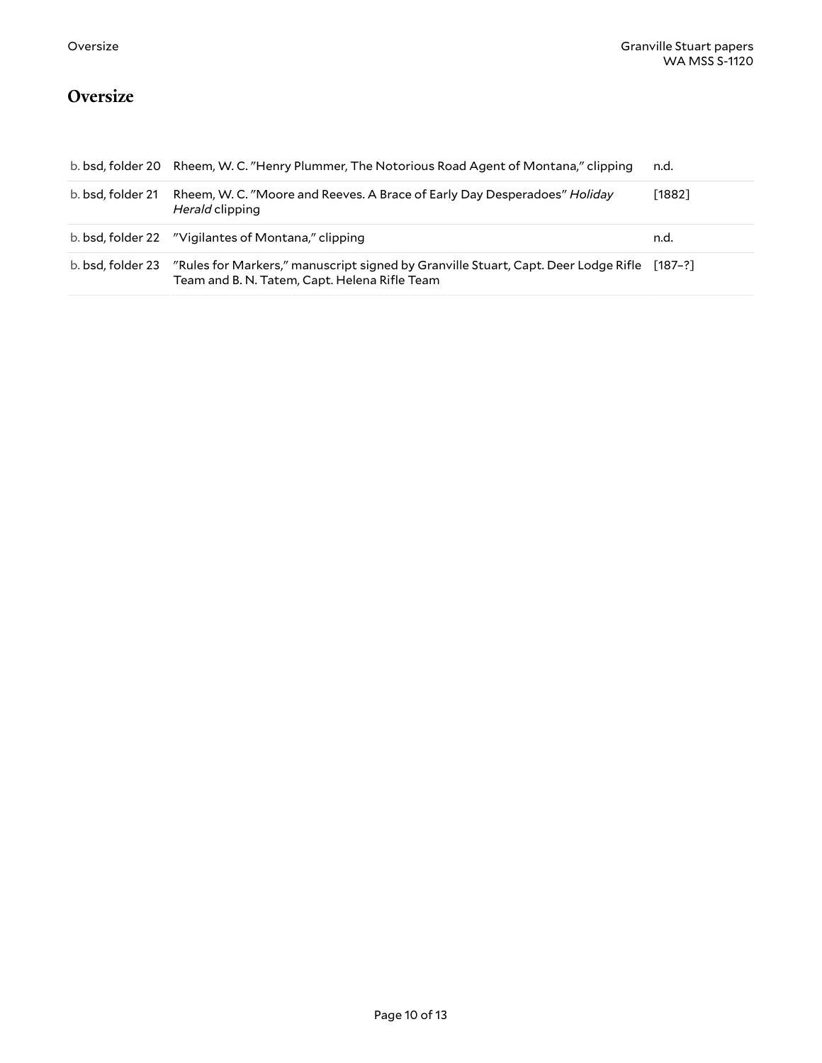## Oversize

| | | |
|---|---|---|
| b. bsd, folder 20 | Rheem, W. C. "Henry Plummer, The Notorious Road Agent of Montana," clipping | n.d. |
| b. bsd, folder 21 | Rheem, W. C. "Moore and Reeves. A Brace of Early Day Desperadoes" *Holiday Herald* clipping | [1882] |
| b. bsd, folder 22 | "Vigilantes of Montana," clipping | n.d. |
| b. bsd, folder 23 | "Rules for Markers," manuscript signed by Granville Stuart, Capt. Deer Lodge Rifle Team and B. N. Tatem, Capt. Helena Rifle Team | [187–?] |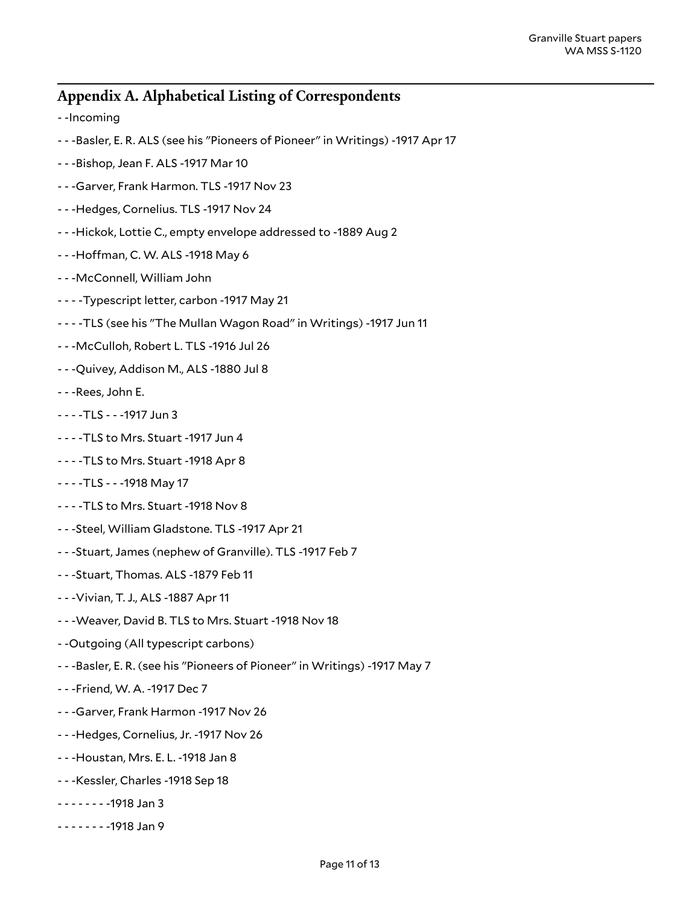## Appendix A. Alphabetical Listing of Correspondents

- -Incoming

- - -Basler, E. R. ALS (see his "Pioneers of Pioneer" in Writings) -1917 Apr 17

- - -Bishop, Jean F. ALS -1917 Mar 10

- - -Garver, Frank Harmon. TLS -1917 Nov 23

- - -Hedges, Cornelius. TLS -1917 Nov 24

- - -Hickok, Lottie C., empty envelope addressed to -1889 Aug 2

- - -Hoffman, C. W. ALS -1918 May 6

- - -McConnell, William John

- - - -Typescript letter, carbon -1917 May 21

- - - -TLS (see his "The Mullan Wagon Road" in Writings) -1917 Jun 11

- - -McCulloh, Robert L. TLS -1916 Jul 26

- - -Quivey, Addison M., ALS -1880 Jul 8

- - -Rees, John E.

- - - -TLS - - -1917 Jun 3

- - - -TLS to Mrs. Stuart -1917 Jun 4

- - - -TLS to Mrs. Stuart -1918 Apr 8

- - - -TLS - - -1918 May 17

- - - -TLS to Mrs. Stuart -1918 Nov 8

- - -Steel, William Gladstone. TLS -1917 Apr 21

- - -Stuart, James (nephew of Granville). TLS -1917 Feb 7

- - -Stuart, Thomas. ALS -1879 Feb 11

- - -Vivian, T. J., ALS -1887 Apr 11

- - -Weaver, David B. TLS to Mrs. Stuart -1918 Nov 18

- -Outgoing (All typescript carbons)

- - -Basler, E. R. (see his "Pioneers of Pioneer" in Writings) -1917 May 7

- - -Friend, W. A. -1917 Dec 7

- - -Garver, Frank Harmon -1917 Nov 26

- - -Hedges, Cornelius, Jr. -1917 Nov 26

- - -Houstan, Mrs. E. L. -1918 Jan 8

- - -Kessler, Charles -1918 Sep 18

- - - - - - - -1918 Jan 3

- - - - - - - -1918 Jan 9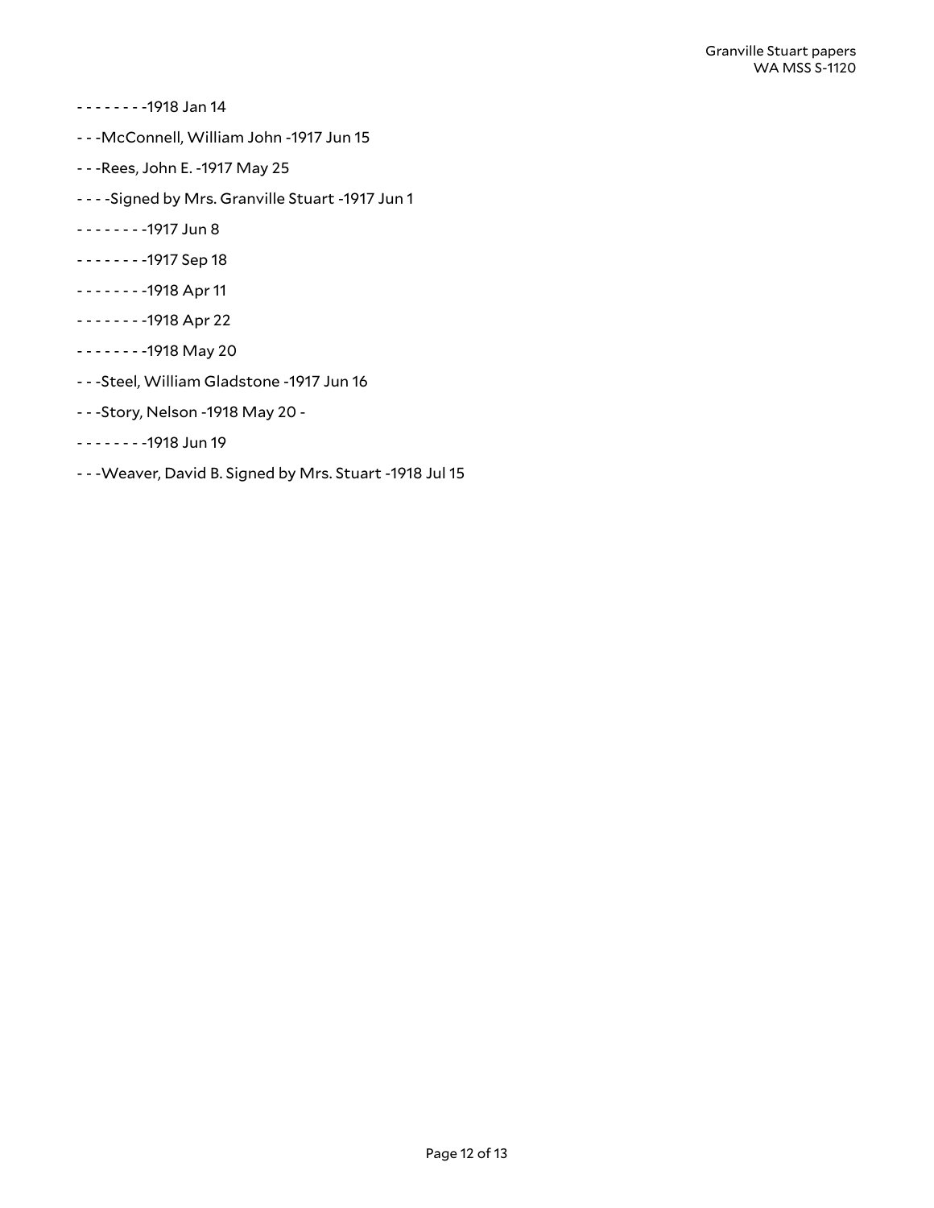- - - - - - - -1918 Jan 14

- - -McConnell, William John -1917 Jun 15

- - -Rees, John E. -1917 May 25

- - - -Signed by Mrs. Granville Stuart -1917 Jun 1

- - - - - - - -1917 Jun 8

- - - - - - - -1917 Sep 18

- - - - - - - -1918 Apr 11

- - - - - - - -1918 Apr 22

- - - - - - - -1918 May 20

- - -Steel, William Gladstone -1917 Jun 16

- - -Story, Nelson -1918 May 20 -

- - - - - - - -1918 Jun 19

- - -Weaver, David B. Signed by Mrs. Stuart -1918 Jul 15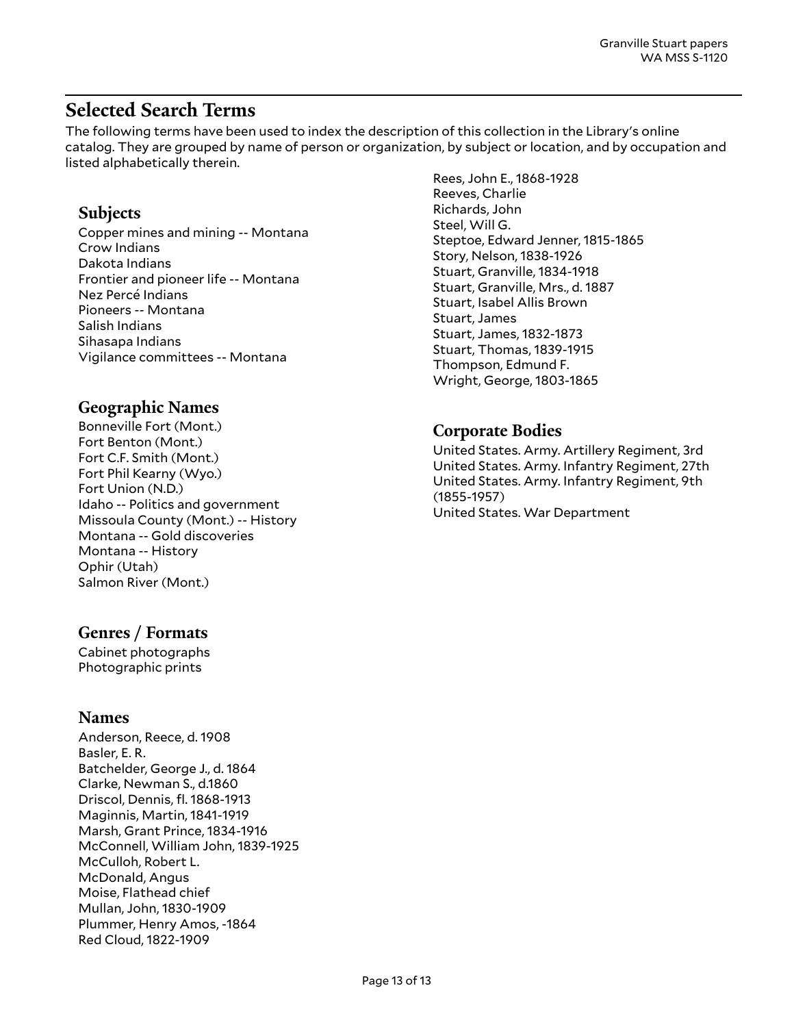## Selected Search Terms

The following terms have been used to index the description of this collection in the Library's online catalog. They are grouped by name of person or organization, by subject or location, and by occupation and listed alphabetically therein.

### Subjects

Copper mines and mining -- Montana
Crow Indians
Dakota Indians
Frontier and pioneer life -- Montana
Nez Percé Indians
Pioneers -- Montana
Salish Indians
Sihasapa Indians
Vigilance committees -- Montana

### Geographic Names

Bonneville Fort (Mont.)
Fort Benton (Mont.)
Fort C.F. Smith (Mont.)
Fort Phil Kearny (Wyo.)
Fort Union (N.D.)
Idaho -- Politics and government
Missoula County (Mont.) -- History
Montana -- Gold discoveries
Montana -- History
Ophir (Utah)
Salmon River (Mont.)

### Genres / Formats

Cabinet photographs
Photographic prints

### Names

Anderson, Reece, d. 1908
Basler, E. R.
Batchelder, George J., d. 1864
Clarke, Newman S., d.1860
Driscol, Dennis, fl. 1868-1913
Maginnis, Martin, 1841-1919
Marsh, Grant Prince, 1834-1916
McConnell, William John, 1839-1925
McCulloh, Robert L.
McDonald, Angus
Moise, Flathead chief
Mullan, John, 1830-1909
Plummer, Henry Amos, -1864
Red Cloud, 1822-1909
Rees, John E., 1868-1928
Reeves, Charlie
Richards, John
Steel, Will G.
Steptoe, Edward Jenner, 1815-1865
Story, Nelson, 1838-1926
Stuart, Granville, 1834-1918
Stuart, Granville, Mrs., d. 1887
Stuart, Isabel Allis Brown
Stuart, James
Stuart, James, 1832-1873
Stuart, Thomas, 1839-1915
Thompson, Edmund F.
Wright, George, 1803-1865

### Corporate Bodies

United States. Army. Artillery Regiment, 3rd
United States. Army. Infantry Regiment, 27th
United States. Army. Infantry Regiment, 9th (1855-1957)
United States. War Department